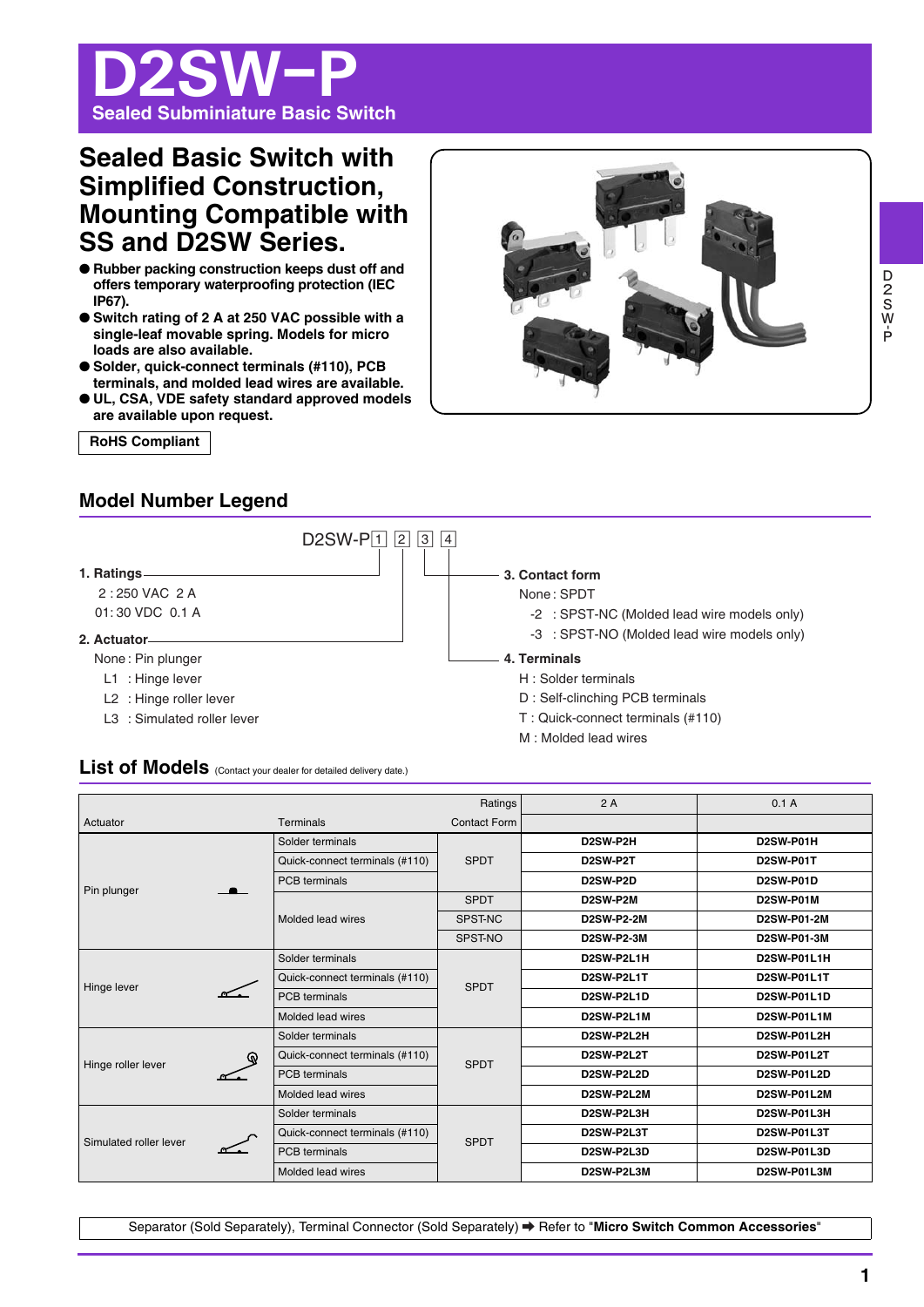# D2SW-P

**Sealed Subminiature Basic Switch**

## Sealed Basic Switch with Simplified Construction, Mounting Compatible with SS and D2SW Series.

- Rubber packing construction keeps dust off and offers temporary waterproofing protection (IEC IP67).
- Switch rating of 2 A at 250 VAC possible with a single-leaf movable spring. Models for micro loads are also available.
- Solder, quick-connect terminals (#110), PCB terminals, and molded lead wires are available.
- UL, CSA, VDE safety standard approved models are available upon request.

**RoHS Compliant**

## Model Number Legend

D2SW-P[1] [2] [3] [4]

**1. Ratings**

2 : 250 VAC 2 A
01: 30 VDC 0.1 A

**2. Actuator**

None : Pin plunger
L1 : Hinge lever
L2 : Hinge roller lever
L3 : Simulated roller lever

**3. Contact form**

None : SPDT
-2 : SPST-NC (Molded lead wire models only)
-3 : SPST-NO (Molded lead wire models only)

**4. Terminals**

H : Solder terminals
D : Self-clinching PCB terminals
T : Quick-connect terminals (#110)
M : Molded lead wires

## List of Models (Contact your dealer for detailed delivery date.)

| Actuator | Terminals | Contact Form | 2 A | 0.1 A |
|---|---|---|---|---|
| Pin plunger | Solder terminals | SPDT | **D2SW-P2H** | **D2SW-P01H** |
| | Quick-connect terminals (#110) | SPDT | **D2SW-P2T** | **D2SW-P01T** |
| | PCB terminals | SPDT | **D2SW-P2D** | **D2SW-P01D** |
| | Molded lead wires | SPDT | **D2SW-P2M** | **D2SW-P01M** |
| | Molded lead wires | SPST-NC | **D2SW-P2-2M** | **D2SW-P01-2M** |
| | Molded lead wires | SPST-NO | **D2SW-P2-3M** | **D2SW-P01-3M** |
| Hinge lever | Solder terminals | SPDT | **D2SW-P2L1H** | **D2SW-P01L1H** |
| | Quick-connect terminals (#110) | SPDT | **D2SW-P2L1T** | **D2SW-P01L1T** |
| | PCB terminals | SPDT | **D2SW-P2L1D** | **D2SW-P01L1D** |
| | Molded lead wires | SPDT | **D2SW-P2L1M** | **D2SW-P01L1M** |
| Hinge roller lever | Solder terminals | SPDT | **D2SW-P2L2H** | **D2SW-P01L2H** |
| | Quick-connect terminals (#110) | SPDT | **D2SW-P2L2T** | **D2SW-P01L2T** |
| | PCB terminals | SPDT | **D2SW-P2L2D** | **D2SW-P01L2D** |
| | Molded lead wires | SPDT | **D2SW-P2L2M** | **D2SW-P01L2M** |
| Simulated roller lever | Solder terminals | SPDT | **D2SW-P2L3H** | **D2SW-P01L3H** |
| | Quick-connect terminals (#110) | SPDT | **D2SW-P2L3T** | **D2SW-P01L3T** |
| | PCB terminals | SPDT | **D2SW-P2L3D** | **D2SW-P01L3D** |
| | Molded lead wires | SPDT | **D2SW-P2L3M** | **D2SW-P01L3M** |

Separator (Sold Separately), Terminal Connector (Sold Separately) ➡ Refer to "**Micro Switch Common Accessories**"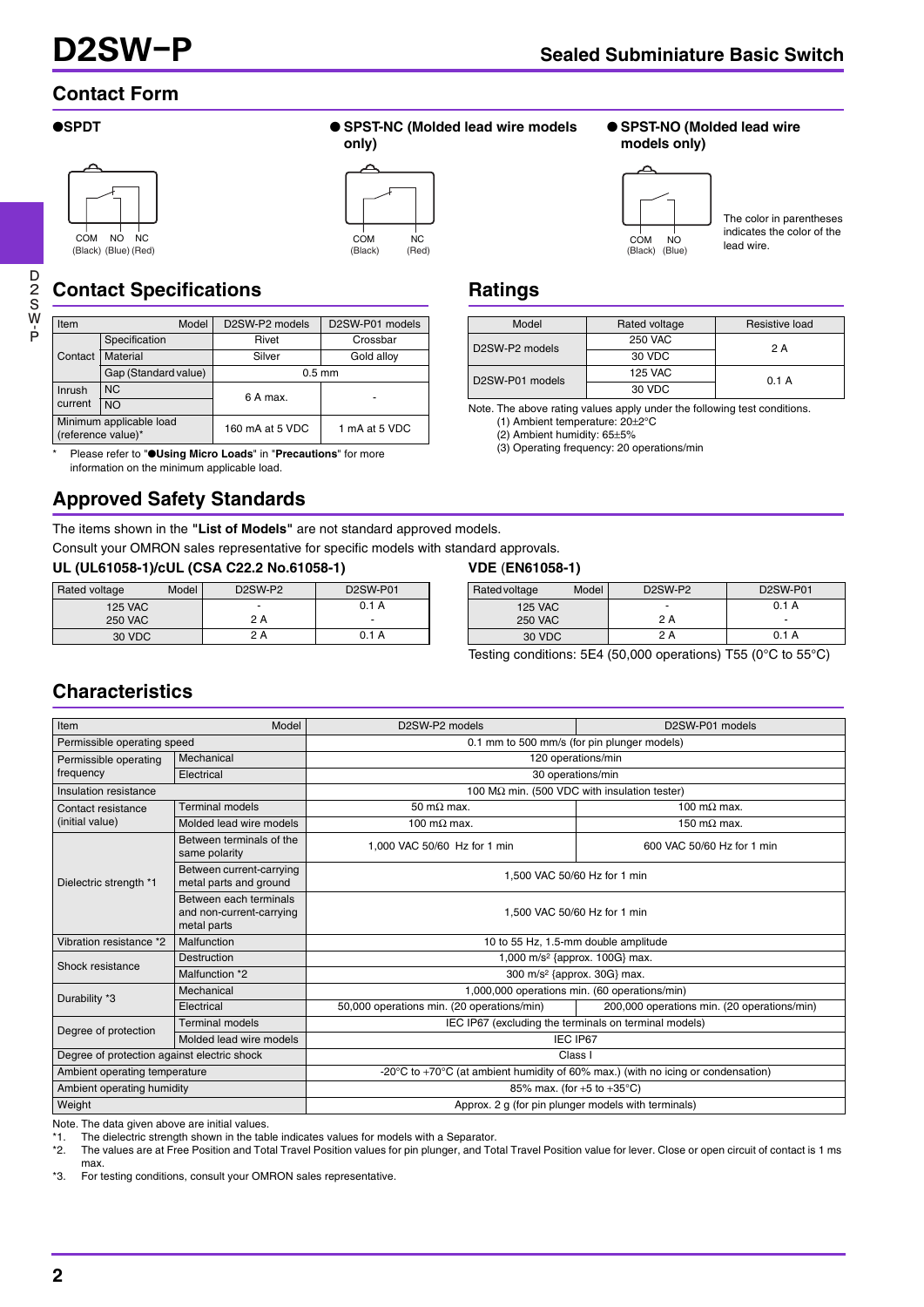## Contact Form

**●SPDT**

COM (Black) NO (Blue) NC (Red)

**● SPST-NC (Molded lead wire models only)**

COM (Black) NC (Red)

**● SPST-NO (Molded lead wire models only)**

COM (Black) NO (Blue)

The color in parentheses indicates the color of the lead wire.

## Contact Specifications

| Item | | Model: D2SW-P2 models | D2SW-P01 models |
|---|---|---|---|
| Contact | Specification | Rivet | Crossbar |
| | Material | Silver | Gold alloy |
| | Gap (Standard value) | 0.5 mm | |
| Inrush current | NC | 6 A max. | - |
| | NO | | |
| Minimum applicable load (reference value)* | | 160 mA at 5 VDC | 1 mA at 5 VDC |

\* Please refer to "●Using Micro Loads" in "Precautions" for more information on the minimum applicable load.

## Ratings

| Model | Rated voltage | Resistive load |
|---|---|---|
| D2SW-P2 models | 250 VAC | 2 A |
| | 30 VDC | |
| D2SW-P01 models | 125 VAC | 0.1 A |
| | 30 VDC | |

Note. The above rating values apply under the following test conditions.
(1) Ambient temperature: 20±2°C
(2) Ambient humidity: 65±5%
(3) Operating frequency: 20 operations/min

## Approved Safety Standards

The items shown in the **"List of Models"** are not standard approved models.
Consult your OMRON sales representative for specific models with standard approvals.

**UL (UL61058-1)/cUL (CSA C22.2 No.61058-1)**

| Rated voltage / Model | D2SW-P2 | D2SW-P01 |
|---|---|---|
| 125 VAC | - | 0.1 A |
| 250 VAC | 2 A | - |
| 30 VDC | 2 A | 0.1 A |

**VDE (EN61058-1)**

| Rated voltage / Model | D2SW-P2 | D2SW-P01 |
|---|---|---|
| 125 VAC | - | 0.1 A |
| 250 VAC | 2 A | - |
| 30 VDC | 2 A | 0.1 A |

Testing conditions: 5E4 (50,000 operations) T55 (0°C to 55°C)

## Characteristics

| Item | | Model: D2SW-P2 models | D2SW-P01 models |
|---|---|---|---|
| Permissible operating speed | | 0.1 mm to 500 mm/s (for pin plunger models) | |
| Permissible operating frequency | Mechanical | 120 operations/min | |
| | Electrical | 30 operations/min | |
| Insulation resistance | | 100 MΩ min. (500 VDC with insulation tester) | |
| Contact resistance (initial value) | Terminal models | 50 mΩ max. | 100 mΩ max. |
| | Molded lead wire models | 100 mΩ max. | 150 mΩ max. |
| Dielectric strength *1 | Between terminals of the same polarity | 1,000 VAC 50/60 Hz for 1 min | 600 VAC 50/60 Hz for 1 min |
| | Between current-carrying metal parts and ground | 1,500 VAC 50/60 Hz for 1 min | |
| | Between each terminals and non-current-carrying metal parts | 1,500 VAC 50/60 Hz for 1 min | |
| Vibration resistance *2 | Malfunction | 10 to 55 Hz, 1.5-mm double amplitude | |
| Shock resistance | Destruction | 1,000 $m/s^2$ {approx. 100G} max. | |
| | Malfunction *2 | 300 $m/s^2$ {approx. 30G} max. | |
| Durability *3 | Mechanical | 1,000,000 operations min. (60 operations/min) | |
| | Electrical | 50,000 operations min. (20 operations/min) | 200,000 operations min. (20 operations/min) |
| Degree of protection | Terminal models | IEC IP67 (excluding the terminals on terminal models) | |
| | Molded lead wire models | IEC IP67 | |
| Degree of protection against electric shock | | Class I | |
| Ambient operating temperature | | -20°C to +70°C (at ambient humidity of 60% max.) (with no icing or condensation) | |
| Ambient operating humidity | | 85% max. (for +5 to +35°C) | |
| Weight | | Approx. 2 g (for pin plunger models with terminals) | |

Note. The data given above are initial values.
*1. The dielectric strength shown in the table indicates values for models with a Separator.
*2. The values are at Free Position and Total Travel Position values for pin plunger, and Total Travel Position value for lever. Close or open circuit of contact is 1 ms max.
*3. For testing conditions, consult your OMRON sales representative.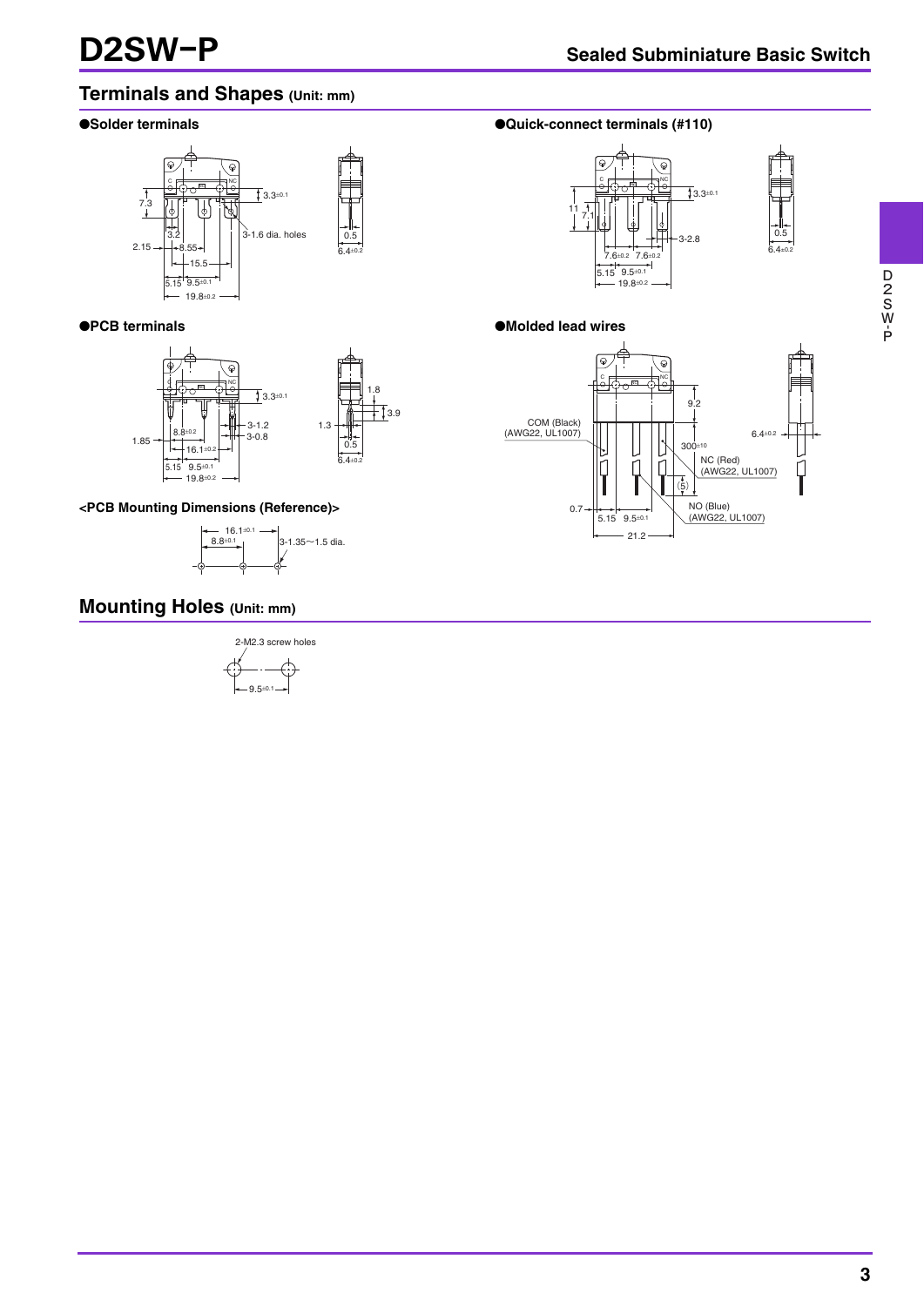## Terminals and Shapes (Unit: mm)

●Solder terminals

3.3±0.1

7.3

3.2

3-1.6 dia. holes

2.15

8.55

15.5

5.15 9.5±0.1

19.8±0.2

0.5

6.4±0.2

●Quick-connect terminals (#110)

3.3±0.1

11

7.1

3-2.8

7.6±0.2 7.6±0.2

5.15 9.5±0.1

19.8±0.2

0.5

6.4±0.2

●PCB terminals

3.3±0.1

1.8

3.9

1.3

3-1.2

3-0.8

8.8±0.2

1.85

16.1±0.2

5.15 9.5±0.1

19.8±0.2

0.5

6.4±0.2

<PCB Mounting Dimensions (Reference)>

16.1±0.1

8.8±0.1

3-1.35~1.5 dia.

●Molded lead wires

9.2

COM (Black)
(AWG22, UL1007)

6.4±0.2

300±10

NC (Red)
(AWG22, UL1007)

(5)

0.7

5.15 9.5±0.1

NO (Blue)
(AWG22, UL1007)

21.2

## Mounting Holes (Unit: mm)

2-M2.3 screw holes

9.5±0.1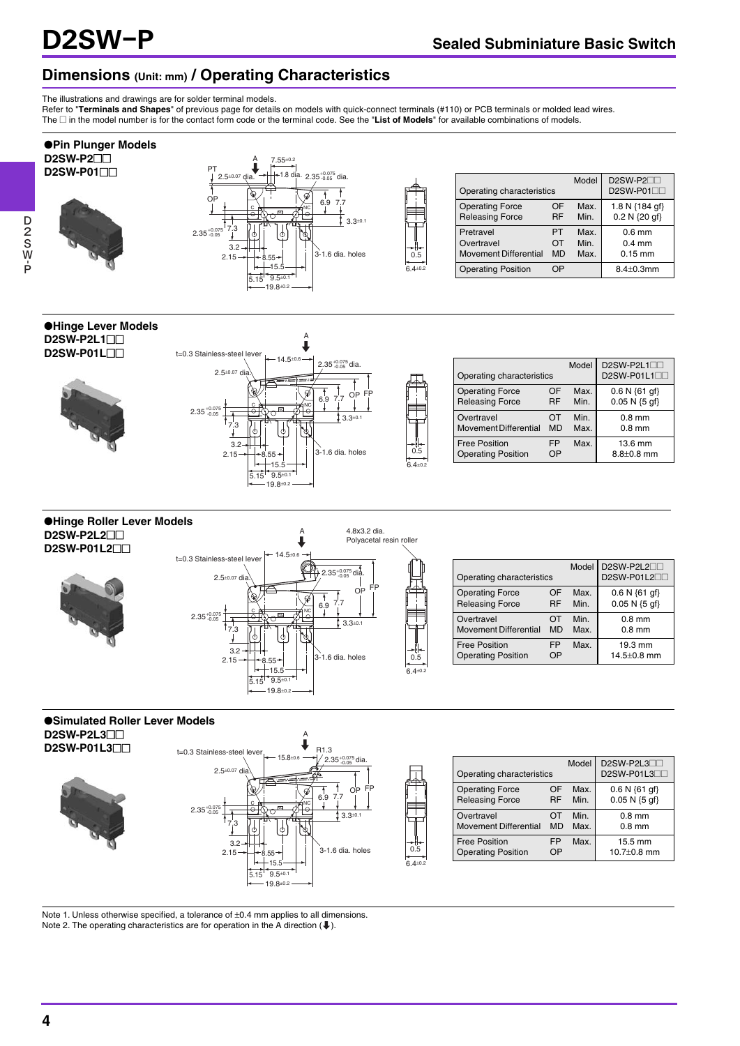# Dimensions (Unit: mm) / Operating Characteristics

The illustrations and drawings are for solder terminal models.
Refer to "**Terminals and Shapes**" of previous page for details on models with quick-connect terminals (#110) or PCB terminals or molded lead wires.
The □ in the model number is for the contact form code or the terminal code. See the "**List of Models**" for available combinations of models.

## ●Pin Plunger Models

**D2SW-P2□□**
**D2SW-P01□□**

| Operating characteristics | | Model | D2SW-P2□□ D2SW-P01□□ |
|---|---|---|---|
| Operating Force | OF | Max. | 1.8 N {184 gf} |
| Releasing Force | RF | Min. | 0.2 N {20 gf} |
| Pretravel | PT | Max. | 0.6 mm |
| Overtravel | OT | Min. | 0.4 mm |
| Movement Differential | MD | Max. | 0.15 mm |
| Operating Position | OP | | 8.4±0.3mm |

## ●Hinge Lever Models

**D2SW-P2L1□□**
**D2SW-P01L□□**

| Operating characteristics | | Model | D2SW-P2L1□□ D2SW-P01L1□□ |
|---|---|---|---|
| Operating Force | OF | Max. | 0.6 N {61 gf} |
| Releasing Force | RF | Min. | 0.05 N {5 gf} |
| Overtravel | OT | Min. | 0.8 mm |
| Movement Differential | MD | Max. | 0.8 mm |
| Free Position | FP | Max. | 13.6 mm |
| Operating Position | OP | | 8.8±0.8 mm |

## ●Hinge Roller Lever Models

**D2SW-P2L2□□**
**D2SW-P01L2□□**

| Operating characteristics | | Model | D2SW-P2L2□□ D2SW-P01L2□□ |
|---|---|---|---|
| Operating Force | OF | Max. | 0.6 N {61 gf} |
| Releasing Force | RF | Min. | 0.05 N {5 gf} |
| Overtravel | OT | Min. | 0.8 mm |
| Movement Differential | MD | Max. | 0.8 mm |
| Free Position | FP | Max. | 19.3 mm |
| Operating Position | OP | | 14.5±0.8 mm |

## ●Simulated Roller Lever Models

**D2SW-P2L3□□**
**D2SW-P01L3□□**

| Operating characteristics | | Model | D2SW-P2L3□□ D2SW-P01L3□□ |
|---|---|---|---|
| Operating Force | OF | Max. | 0.6 N {61 gf} |
| Releasing Force | RF | Min. | 0.05 N {5 gf} |
| Overtravel | OT | Min. | 0.8 mm |
| Movement Differential | MD | Max. | 0.8 mm |
| Free Position | FP | Max. | 15.5 mm |
| Operating Position | OP | | 10.7±0.8 mm |

Note 1. Unless otherwise specified, a tolerance of ±0.4 mm applies to all dimensions.
Note 2. The operating characteristics are for operation in the A direction (⬇).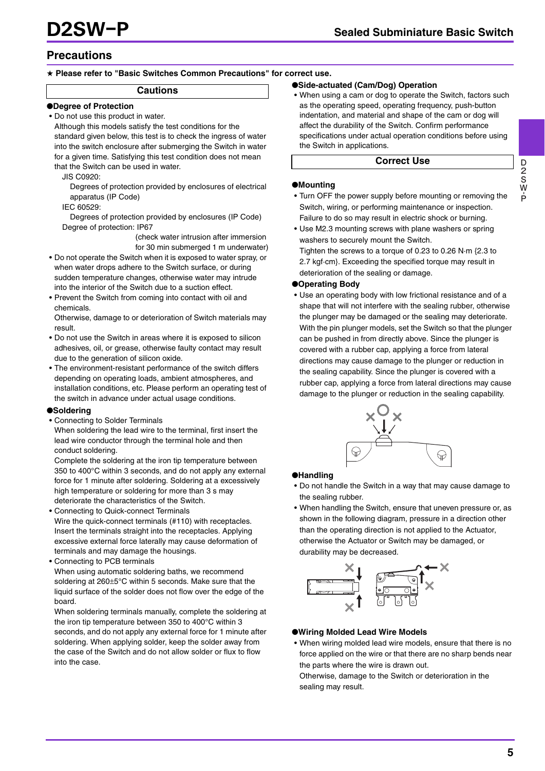# D2SW-P

## Precautions

★ **Please refer to "Basic Switches Common Precautions" for correct use.**

### Cautions

#### ●Degree of Protection

- Do not use this product in water.
  Although this models satisfy the test conditions for the standard given below, this test is to check the ingress of water into the switch enclosure after submerging the Switch in water for a given time. Satisfying this test condition does not mean that the Switch can be used in water.
  JIS C0920:
  Degrees of protection provided by enclosures of electrical apparatus (IP Code)
  IEC 60529:
  Degrees of protection provided by enclosures (IP Code)
  Degree of protection: IP67
  (check water intrusion after immersion for 30 min submerged 1 m underwater)
- Do not operate the Switch when it is exposed to water spray, or when water drops adhere to the Switch surface, or during sudden temperature changes, otherwise water may intrude into the interior of the Switch due to a suction effect.
- Prevent the Switch from coming into contact with oil and chemicals.
  Otherwise, damage to or deterioration of Switch materials may result.
- Do not use the Switch in areas where it is exposed to silicon adhesives, oil, or grease, otherwise faulty contact may result due to the generation of silicon oxide.
- The environment-resistant performance of the switch differs depending on operating loads, ambient atmospheres, and installation conditions, etc. Please perform an operating test of the switch in advance under actual usage conditions.

#### ●Soldering

- Connecting to Solder Terminals
  When soldering the lead wire to the terminal, first insert the lead wire conductor through the terminal hole and then conduct soldering.
  Complete the soldering at the iron tip temperature between 350 to 400°C within 3 seconds, and do not apply any external force for 1 minute after soldering. Soldering at a excessively high temperature or soldering for more than 3 s may deteriorate the characteristics of the Switch.
- Connecting to Quick-connect Terminals
  Wire the quick-connect terminals (#110) with receptacles. Insert the terminals straight into the receptacles. Applying excessive external force laterally may cause deformation of terminals and may damage the housings.
- Connecting to PCB terminals
  When using automatic soldering baths, we recommend soldering at 260±5°C within 5 seconds. Make sure that the liquid surface of the solder does not flow over the edge of the board.
  When soldering terminals manually, complete the soldering at the iron tip temperature between 350 to 400°C within 3 seconds, and do not apply any external force for 1 minute after soldering. When applying solder, keep the solder away from the case of the Switch and do not allow solder or flux to flow into the case.

#### ●Side-actuated (Cam/Dog) Operation

- When using a cam or dog to operate the Switch, factors such as the operating speed, operating frequency, push-button indentation, and material and shape of the cam or dog will affect the durability of the Switch. Confirm performance specifications under actual operation conditions before using the Switch in applications.

### Correct Use

#### ●Mounting

- Turn OFF the power supply before mounting or removing the Switch, wiring, or performing maintenance or inspection. Failure to do so may result in electric shock or burning.
- Use M2.3 mounting screws with plane washers or spring washers to securely mount the Switch.
  Tighten the screws to a torque of 0.23 to 0.26 N·m {2.3 to 2.7 kgf·cm}. Exceeding the specified torque may result in deterioration of the sealing or damage.

#### ●Operating Body

- Use an operating body with low frictional resistance and of a shape that will not interfere with the sealing rubber, otherwise the plunger may be damaged or the sealing may deteriorate. With the pin plunger models, set the Switch so that the plunger can be pushed in from directly above. Since the plunger is covered with a rubber cap, applying a force from lateral directions may cause damage to the plunger or reduction in the sealing capability. Since the plunger is covered with a rubber cap, applying a force from lateral directions may cause damage to the plunger or reduction in the sealing capability.

#### ●Handling

- Do not handle the Switch in a way that may cause damage to the sealing rubber.
- When handling the Switch, ensure that uneven pressure or, as shown in the following diagram, pressure in a direction other than the operating direction is not applied to the Actuator, otherwise the Actuator or Switch may be damaged, or durability may be decreased.

#### ●Wiring Molded Lead Wire Models

- When wiring molded lead wire models, ensure that there is no force applied on the wire or that there are no sharp bends near the parts where the wire is drawn out.
  Otherwise, damage to the Switch or deterioration in the sealing may result.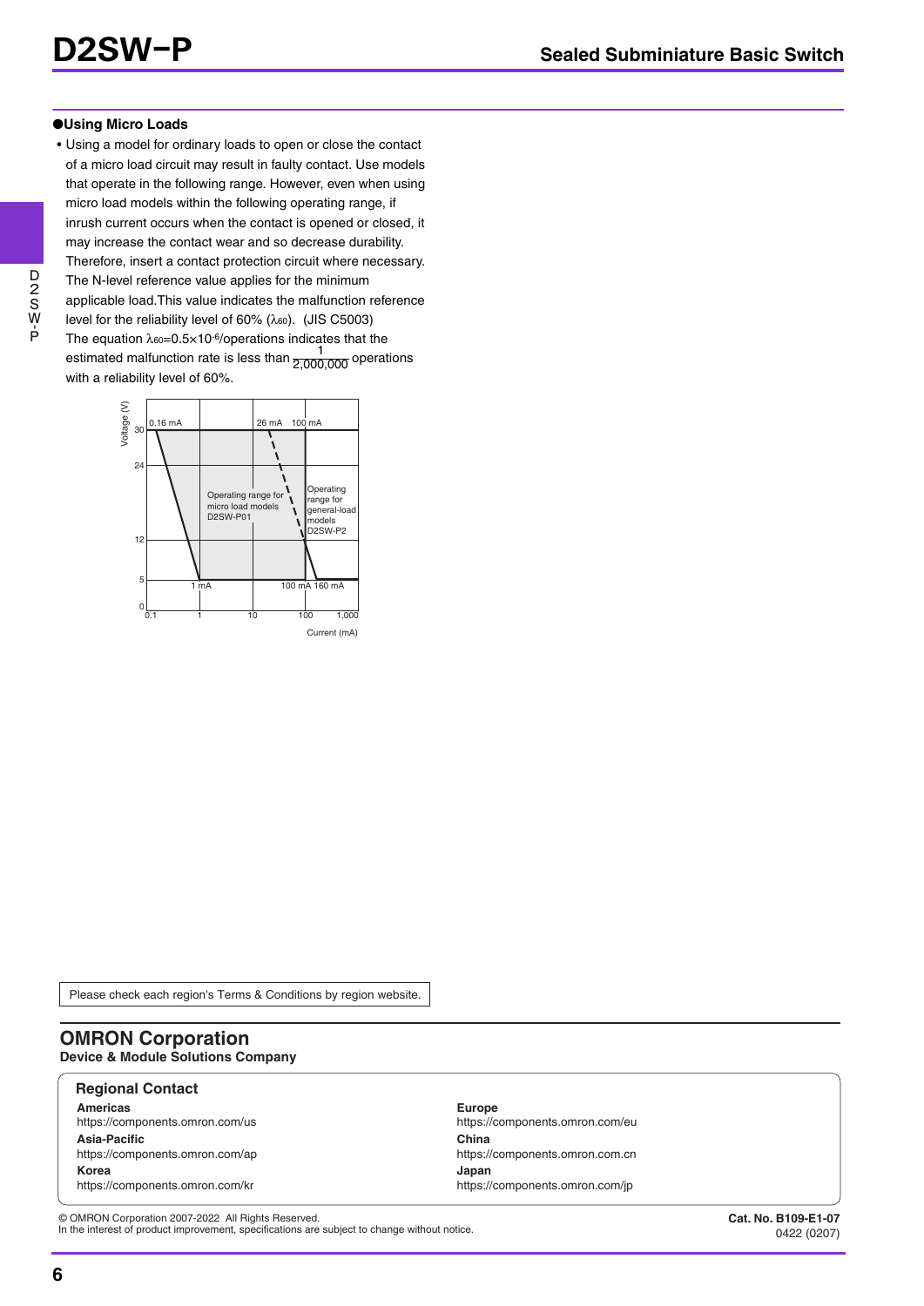## ●Using Micro Loads

- Using a model for ordinary loads to open or close the contact of a micro load circuit may result in faulty contact. Use models that operate in the following range. However, even when using micro load models within the following operating range, if inrush current occurs when the contact is opened or closed, it may increase the contact wear and so decrease durability. Therefore, insert a contact protection circuit where necessary. The N-level reference value applies for the minimum applicable load.This value indicates the malfunction reference level for the reliability level of 60% ($\lambda_{60}$). (JIS C5003) The equation $\lambda_{60}=0.5\times10^{-6}$/operations indicates that the estimated malfunction rate is less than $\frac{1}{2{,}000{,}000}$ operations with a reliability level of 60%.

Voltage (V)
30
24
12
5
0
0.16 mA
26 mA
100 mA
Operating range for micro load models D2SW-P01
Operating range for general-load models D2SW-P2
1 mA
100 mA 160 mA
0.1
1
10
100
1,000
Current (mA)

Please check each region's Terms & Conditions by region website.

**OMRON Corporation**
**Device & Module Solutions Company**

**Regional Contact**

**Americas**
https://components.omron.com/us

**Asia-Pacific**
https://components.omron.com/ap

**Korea**
https://components.omron.com/kr

**Europe**
https://components.omron.com/eu

**China**
https://components.omron.com.cn

**Japan**
https://components.omron.com/jp

© OMRON Corporation 2007-2022 All Rights Reserved.
In the interest of product improvement, specifications are subject to change without notice.

**Cat. No. B109-E1-07**
0422 (0207)